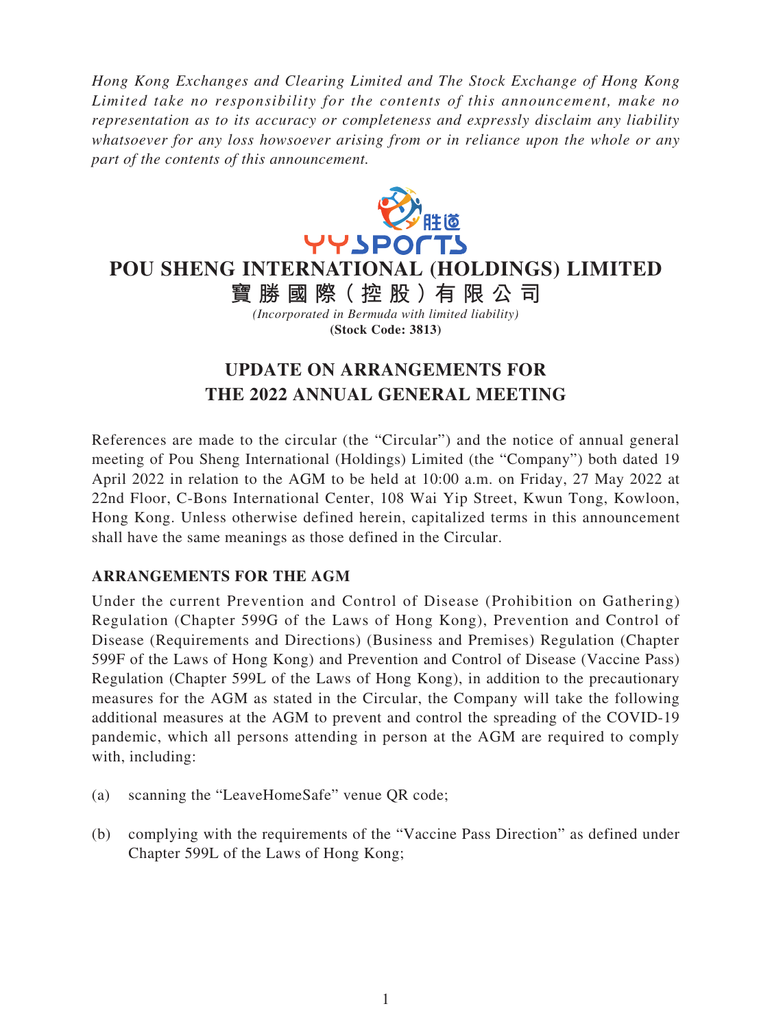*Hong Kong Exchanges and Clearing Limited and The Stock Exchange of Hong Kong Limited take no responsibility for the contents of this announcement, make no representation as to its accuracy or completeness and expressly disclaim any liability whatsoever for any loss howsoever arising from or in reliance upon the whole or any part of the contents of this announcement.*

# POU SHENG INTERNATIONAL (HOLDINGS) LIMITED

# 寶勝國際（控股）有限公司

*(Incorporated in Bermuda with limited liability)*

**(Stock Code: 3813)**

## UPDATE ON ARRANGEMENTS FOR THE 2022 ANNUAL GENERAL MEETING

References are made to the circular (the "Circular") and the notice of annual general meeting of Pou Sheng International (Holdings) Limited (the "Company") both dated 19 April 2022 in relation to the AGM to be held at 10:00 a.m. on Friday, 27 May 2022 at 22nd Floor, C-Bons International Center, 108 Wai Yip Street, Kwun Tong, Kowloon, Hong Kong. Unless otherwise defined herein, capitalized terms in this announcement shall have the same meanings as those defined in the Circular.

### ARRANGEMENTS FOR THE AGM

Under the current Prevention and Control of Disease (Prohibition on Gathering) Regulation (Chapter 599G of the Laws of Hong Kong), Prevention and Control of Disease (Requirements and Directions) (Business and Premises) Regulation (Chapter 599F of the Laws of Hong Kong) and Prevention and Control of Disease (Vaccine Pass) Regulation (Chapter 599L of the Laws of Hong Kong), in addition to the precautionary measures for the AGM as stated in the Circular, the Company will take the following additional measures at the AGM to prevent and control the spreading of the COVID-19 pandemic, which all persons attending in person at the AGM are required to comply with, including:

(a) scanning the "LeaveHomeSafe" venue QR code;

(b) complying with the requirements of the "Vaccine Pass Direction" as defined under Chapter 599L of the Laws of Hong Kong;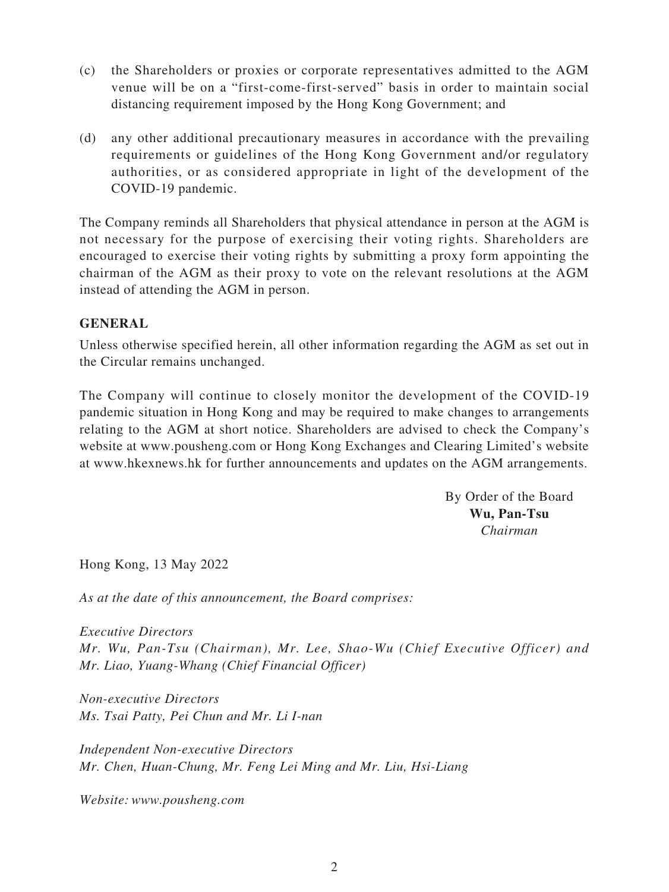(c) the Shareholders or proxies or corporate representatives admitted to the AGM venue will be on a "first-come-first-served" basis in order to maintain social distancing requirement imposed by the Hong Kong Government; and

(d) any other additional precautionary measures in accordance with the prevailing requirements or guidelines of the Hong Kong Government and/or regulatory authorities, or as considered appropriate in light of the development of the COVID-19 pandemic.

The Company reminds all Shareholders that physical attendance in person at the AGM is not necessary for the purpose of exercising their voting rights. Shareholders are encouraged to exercise their voting rights by submitting a proxy form appointing the chairman of the AGM as their proxy to vote on the relevant resolutions at the AGM instead of attending the AGM in person.

## GENERAL

Unless otherwise specified herein, all other information regarding the AGM as set out in the Circular remains unchanged.

The Company will continue to closely monitor the development of the COVID-19 pandemic situation in Hong Kong and may be required to make changes to arrangements relating to the AGM at short notice. Shareholders are advised to check the Company's website at www.pousheng.com or Hong Kong Exchanges and Clearing Limited's website at www.hkexnews.hk for further announcements and updates on the AGM arrangements.

By Order of the Board
**Wu, Pan-Tsu**
*Chairman*

Hong Kong, 13 May 2022

*As at the date of this announcement, the Board comprises:*

*Executive Directors*
*Mr. Wu, Pan-Tsu (Chairman), Mr. Lee, Shao-Wu (Chief Executive Officer) and Mr. Liao, Yuang-Whang (Chief Financial Officer)*

*Non-executive Directors*
*Ms. Tsai Patty, Pei Chun and Mr. Li I-nan*

*Independent Non-executive Directors*
*Mr. Chen, Huan-Chung, Mr. Feng Lei Ming and Mr. Liu, Hsi-Liang*

*Website: www.pousheng.com*